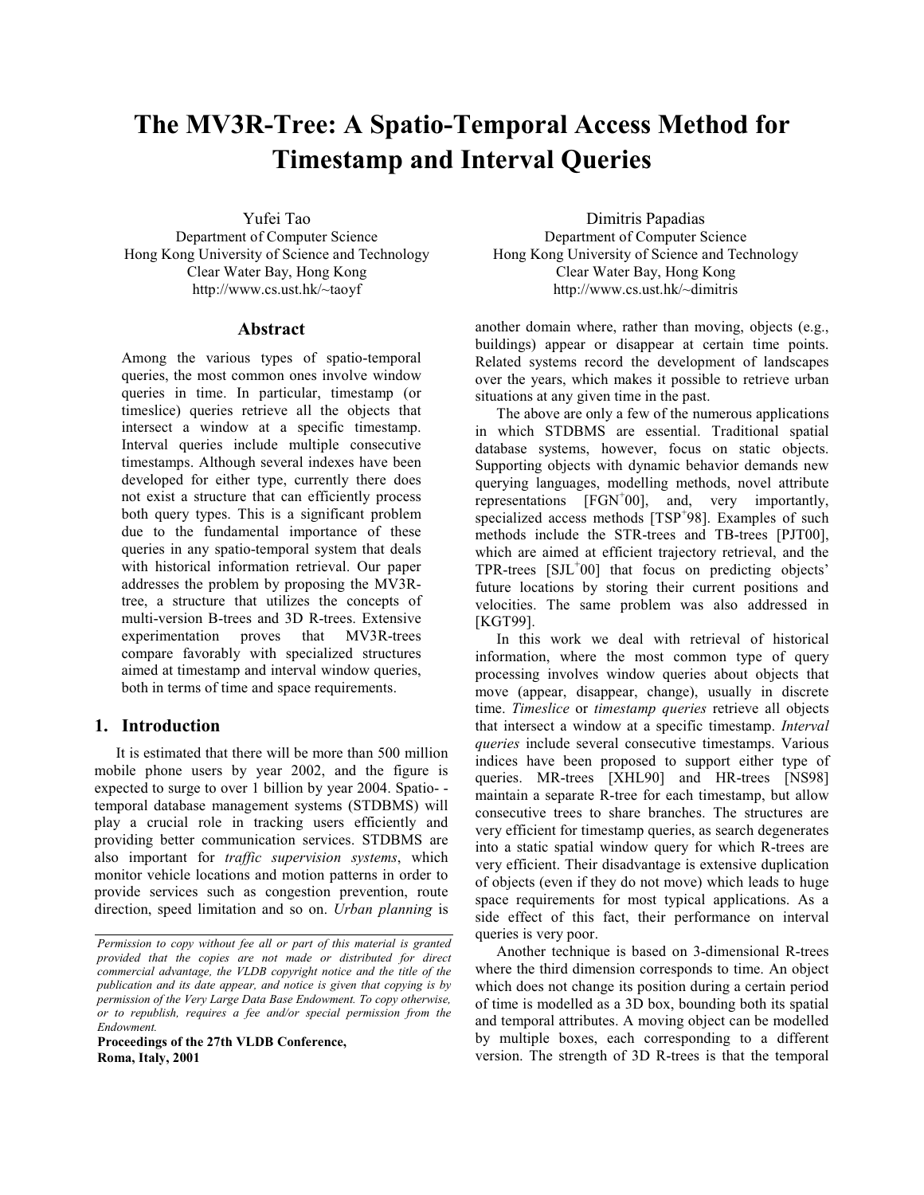# The MV3R-Tree: A Spatio-Temporal Access Method for Timestamp and Interval Queries

Yufei Tao
Department of Computer Science
Hong Kong University of Science and Technology
Clear Water Bay, Hong Kong
http://www.cs.ust.hk/~taoyf

Dimitris Papadias
Department of Computer Science
Hong Kong University of Science and Technology
Clear Water Bay, Hong Kong
http://www.cs.ust.hk/~dimitris

## Abstract

Among the various types of spatio-temporal queries, the most common ones involve window queries in time. In particular, timestamp (or timeslice) queries retrieve all the objects that intersect a window at a specific timestamp. Interval queries include multiple consecutive timestamps. Although several indexes have been developed for either type, currently there does not exist a structure that can efficiently process both query types. This is a significant problem due to the fundamental importance of these queries in any spatio-temporal system that deals with historical information retrieval. Our paper addresses the problem by proposing the MV3R-tree, a structure that utilizes the concepts of multi-version B-trees and 3D R-trees. Extensive experimentation proves that MV3R-trees compare favorably with specialized structures aimed at timestamp and interval window queries, both in terms of time and space requirements.

## 1. Introduction

It is estimated that there will be more than 500 million mobile phone users by year 2002, and the figure is expected to surge to over 1 billion by year 2004. Spatio-temporal database management systems (STDBMS) will play a crucial role in tracking users efficiently and providing better communication services. STDBMS are also important for *traffic supervision systems*, which monitor vehicle locations and motion patterns in order to provide services such as congestion prevention, route direction, speed limitation and so on. *Urban planning* is another domain where, rather than moving, objects (e.g., buildings) appear or disappear at certain time points. Related systems record the development of landscapes over the years, which makes it possible to retrieve urban situations at any given time in the past.

The above are only a few of the numerous applications in which STDBMS are essential. Traditional spatial database systems, however, focus on static objects. Supporting objects with dynamic behavior demands new querying languages, modelling methods, novel attribute representations [FGN+00], and, very importantly, specialized access methods [TSP+98]. Examples of such methods include the STR-trees and TB-trees [PJT00], which are aimed at efficient trajectory retrieval, and the TPR-trees [SJL+00] that focus on predicting objects' future locations by storing their current positions and velocities. The same problem was also addressed in [KGT99].

In this work we deal with retrieval of historical information, where the most common type of query processing involves window queries about objects that move (appear, disappear, change), usually in discrete time. *Timeslice* or *timestamp queries* retrieve all objects that intersect a window at a specific timestamp. *Interval queries* include several consecutive timestamps. Various indices have been proposed to support either type of queries. MR-trees [XHL90] and HR-trees [NS98] maintain a separate R-tree for each timestamp, but allow consecutive trees to share branches. The structures are very efficient for timestamp queries, as search degenerates into a static spatial window query for which R-trees are very efficient. Their disadvantage is extensive duplication of objects (even if they do not move) which leads to huge space requirements for most typical applications. As a side effect of this fact, their performance on interval queries is very poor.

Another technique is based on 3-dimensional R-trees where the third dimension corresponds to time. An object which does not change its position during a certain period of time is modelled as a 3D box, bounding both its spatial and temporal attributes. A moving object can be modelled by multiple boxes, each corresponding to a different version. The strength of 3D R-trees is that the temporal

*Permission to copy without fee all or part of this material is granted provided that the copies are not made or distributed for direct commercial advantage, the VLDB copyright notice and the title of the publication and its date appear, and notice is given that copying is by permission of the Very Large Data Base Endowment. To copy otherwise, or to republish, requires a fee and/or special permission from the Endowment.*

**Proceedings of the 27th VLDB Conference, Roma, Italy, 2001**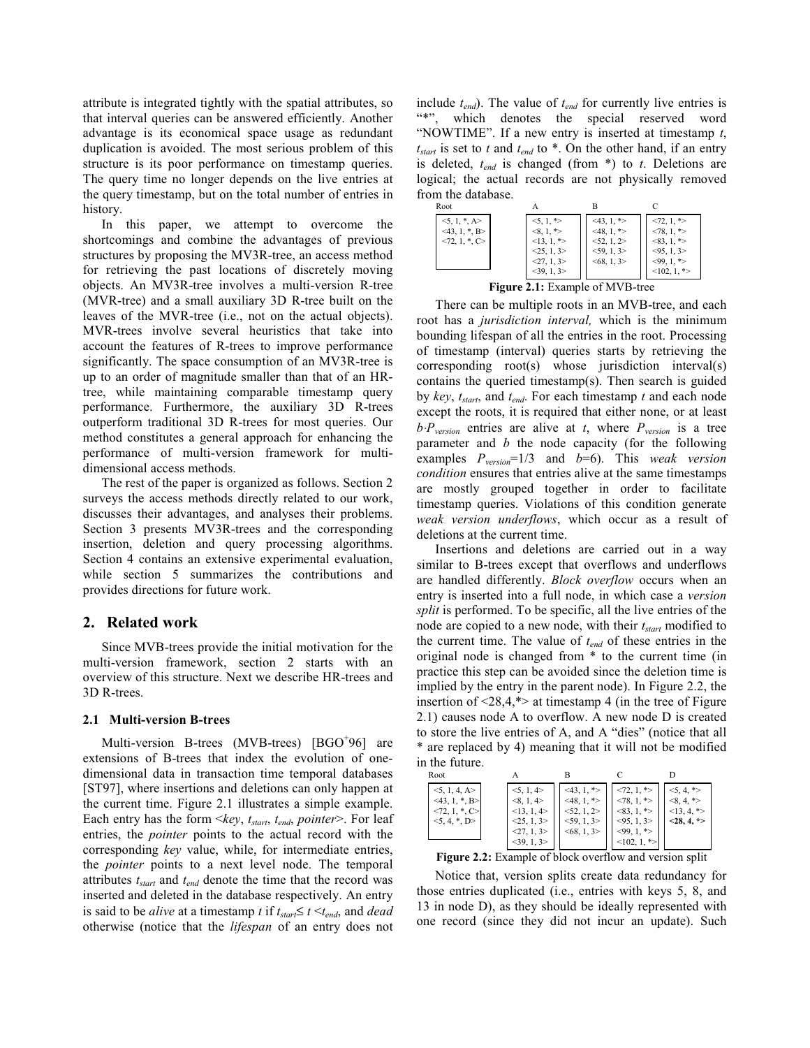attribute is integrated tightly with the spatial attributes, so that interval queries can be answered efficiently. Another advantage is its economical space usage as redundant duplication is avoided. The most serious problem of this structure is its poor performance on timestamp queries. The query time no longer depends on the live entries at the query timestamp, but on the total number of entries in history.

In this paper, we attempt to overcome the shortcomings and combine the advantages of previous structures by proposing the MV3R-tree, an access method for retrieving the past locations of discretely moving objects. An MV3R-tree involves a multi-version R-tree (MVR-tree) and a small auxiliary 3D R-tree built on the leaves of the MVR-tree (i.e., not on the actual objects). MVR-trees involve several heuristics that take into account the features of R-trees to improve performance significantly. The space consumption of an MV3R-tree is up to an order of magnitude smaller than that of an HR-tree, while maintaining comparable timestamp query performance. Furthermore, the auxiliary 3D R-trees outperform traditional 3D R-trees for most queries. Our method constitutes a general approach for enhancing the performance of multi-version framework for multi-dimensional access methods.

The rest of the paper is organized as follows. Section 2 surveys the access methods directly related to our work, discusses their advantages, and analyses their problems. Section 3 presents MV3R-trees and the corresponding insertion, deletion and query processing algorithms. Section 4 contains an extensive experimental evaluation, while section 5 summarizes the contributions and provides directions for future work.

## 2. Related work

Since MVB-trees provide the initial motivation for the multi-version framework, section 2 starts with an overview of this structure. Next we describe HR-trees and 3D R-trees.

### 2.1 Multi-version B-trees

Multi-version B-trees (MVB-trees) [BGO+96] are extensions of B-trees that index the evolution of one-dimensional data in transaction time temporal databases [ST97], where insertions and deletions can only happen at the current time. Figure 2.1 illustrates a simple example. Each entry has the form <*key*, $t_{start}$, $t_{end}$, *pointer*>. For leaf entries, the *pointer* points to the actual record with the corresponding *key* value, while, for intermediate entries, the *pointer* points to a next level node. The temporal attributes $t_{start}$ and $t_{end}$ denote the time that the record was inserted and deleted in the database respectively. An entry is said to be *alive* at a timestamp $t$ if $t_{start} \leq t < t_{end}$, and *dead* otherwise (notice that the *lifespan* of an entry does not include $t_{end}$). The value of $t_{end}$ for currently live entries is "*", which denotes the special reserved word "NOWTIME". If a new entry is inserted at timestamp $t$, $t_{start}$ is set to $t$ and $t_{end}$ to *. On the other hand, if an entry is deleted, $t_{end}$ is changed (from *) to $t$. Deletions are logical; the actual records are not physically removed from the database.

| Root | A | B | C |
|---|---|---|---|
| <5, 1, *, A> | <5, 1, *> | <43, 1, *> | <72, 1, *> |
| <43, 1, *, B> | <8, 1, *> | <48, 1, *> | <78, 1, *> |
| <72, 1, *, C> | <13, 1, *> | <52, 1, 2> | <83, 1, *> |
| | <25, 1, 3> | <59, 1, 3> | <95, 1, 3> |
| | <27, 1, 3> | <68, 1, 3> | <99, 1, *> |
| | <39, 1, 3> | | <102, 1, *> |

**Figure 2.1:** Example of MVB-tree

There can be multiple roots in an MVB-tree, and each root has a *jurisdiction interval,* which is the minimum bounding lifespan of all the entries in the root. Processing of timestamp (interval) queries starts by retrieving the corresponding root(s) whose jurisdiction interval(s) contains the queried timestamp(s). Then search is guided by *key*, $t_{start}$, and $t_{end}$. For each timestamp $t$ and each node except the roots, it is required that either none, or at least $b \cdot P_{version}$ entries are alive at $t$, where $P_{version}$ is a tree parameter and $b$ the node capacity (for the following examples $P_{version}$=1/3 and $b$=6). This *weak version condition* ensures that entries alive at the same timestamps are mostly grouped together in order to facilitate timestamp queries. Violations of this condition generate *weak version underflows*, which occur as a result of deletions at the current time.

Insertions and deletions are carried out in a way similar to B-trees except that overflows and underflows are handled differently. *Block overflow* occurs when an entry is inserted into a full node, in which case a *version split* is performed. To be specific, all the live entries of the node are copied to a new node, with their $t_{start}$ modified to the current time. The value of $t_{end}$ of these entries in the original node is changed from * to the current time (in practice this step can be avoided since the deletion time is implied by the entry in the parent node). In Figure 2.2, the insertion of <28,4,*> at timestamp 4 (in the tree of Figure 2.1) causes node A to overflow. A new node D is created to store the live entries of A, and A "dies" (notice that all * are replaced by 4) meaning that it will not be modified in the future.

| Root | A | B | C | D |
|---|---|---|---|---|
| <5, 1, 4, A> | <5, 1, 4> | <43, 1, *> | <72, 1, *> | <5, 4, *> |
| <43, 1, *, B> | <8, 1, 4> | <48, 1, *> | <78, 1, *> | <8, 4, *> |
| <72, 1, *, C> | <13, 1, 4> | <52, 1, 2> | <83, 1, *> | <13, 4, *> |
| <5, 4, *, D> | <25, 1, 3> | <59, 1, 3> | <95, 1, 3> | **<28, 4, *>** |
| | <27, 1, 3> | <68, 1, 3> | <99, 1, *> | |
| | <39, 1, 3> | | <102, 1, *> | |

**Figure 2.2:** Example of block overflow and version split

Notice that, version splits create data redundancy for those entries duplicated (i.e., entries with keys 5, 8, and 13 in node D), as they should be ideally represented with one record (since they did not incur an update). Such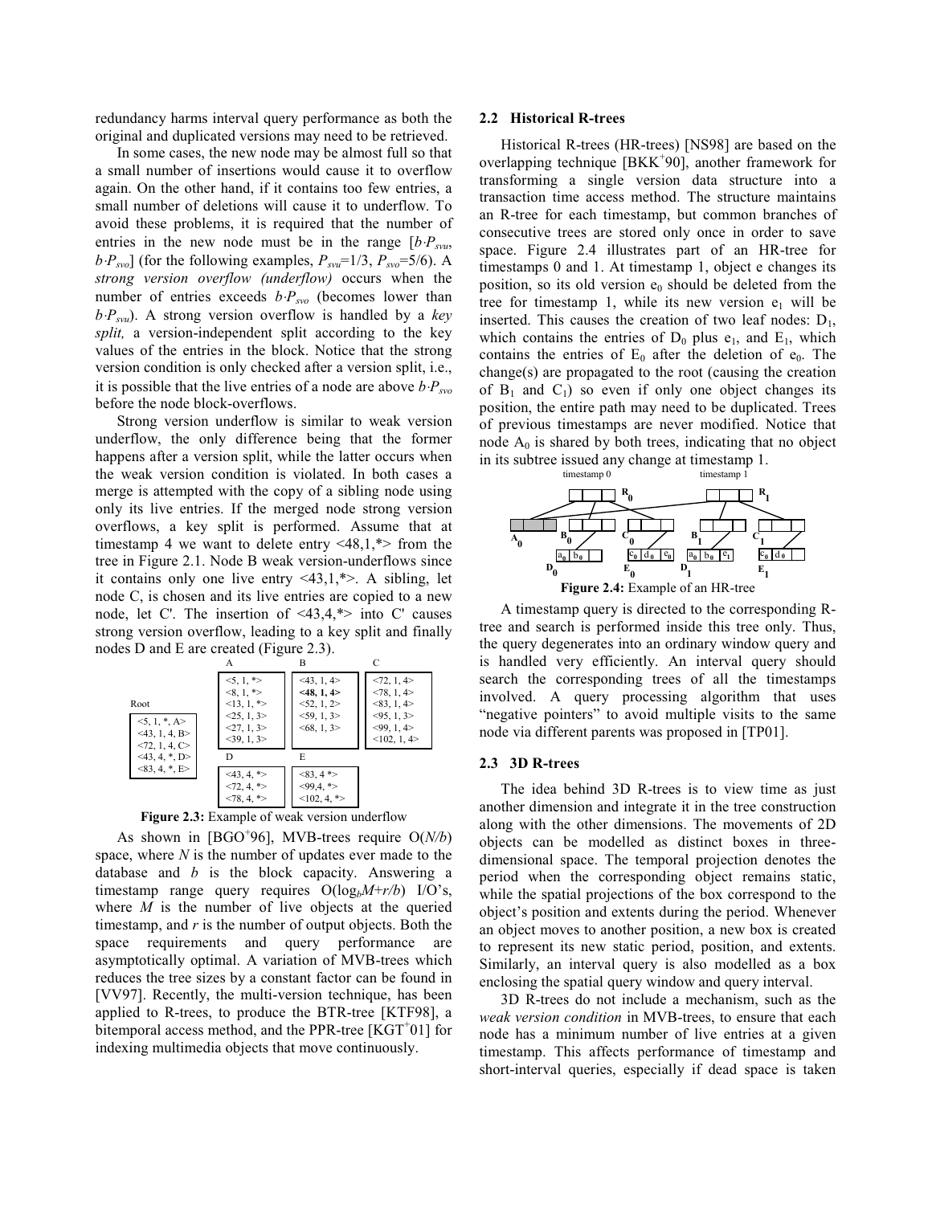redundancy harms interval query performance as both the original and duplicated versions may need to be retrieved.

In some cases, the new node may be almost full so that a small number of insertions would cause it to overflow again. On the other hand, if it contains too few entries, a small number of deletions will cause it to underflow. To avoid these problems, it is required that the number of entries in the new node must be in the range $[b \cdot P_{svu}, b \cdot P_{svo}]$ (for the following examples, $P_{svu}$=1/3, $P_{svo}$=5/6). A *strong version overflow (underflow)* occurs when the number of entries exceeds $b \cdot P_{svo}$ (becomes lower than $b \cdot P_{svu}$). A strong version overflow is handled by a *key split,* a version-independent split according to the key values of the entries in the block. Notice that the strong version condition is only checked after a version split, i.e., it is possible that the live entries of a node are above $b \cdot P_{svo}$ before the node block-overflows.

Strong version underflow is similar to weak version underflow, the only difference being that the former happens after a version split, while the latter occurs when the weak version condition is violated. In both cases a merge is attempted with the copy of a sibling node using only its live entries. If the merged node strong version overflows, a key split is performed. Assume that at timestamp 4 we want to delete entry <48,1,*> from the tree in Figure 2.1. Node B weak version-underflows since it contains only one live entry <43,1,*>. A sibling, let node C, is chosen and its live entries are copied to a new node, let C'. The insertion of <43,4,*> into C' causes strong version overflow, leading to a key split and finally nodes D and E are created (Figure 2.3).

| Root | A | B | C |
|---|---|---|---|
| <5, 1, *, A> | <5, 1, *> | <43, 1, 4> | <72, 1, 4> |
| <43, 1, 4, B> | <8, 1, *> | **<48, 1, 4>** | <78, 1, 4> |
| <72, 1, 4, C> | <13, 1, *> | <52, 1, 2> | <83, 1, 4> |
| <43, 4, *, D> | <25, 1, 3> | <59, 1, 3> | <95, 1, 3> |
| <83, 4, *, E> | <27, 1, 3> | <68, 1, 3> | <99, 1, 4> |
| | <39, 1, 3> | | <102, 1, 4> |

| D | E |
|---|---|
| <43, 4, *> | <83, 4 *> |
| <72, 4, *> | <99,4, *> |
| <78, 4, *> | <102, 4, *> |

**Figure 2.3:** Example of weak version underflow

As shown in [BGO+96], MVB-trees require $O(N/b)$ space, where $N$ is the number of updates ever made to the database and $b$ is the block capacity. Answering a timestamp range query requires $O(\log_b M + r/b)$ I/O's, where $M$ is the number of live objects at the queried timestamp, and $r$ is the number of output objects. Both the space requirements and query performance are asymptotically optimal. A variation of MVB-trees which reduces the tree sizes by a constant factor can be found in [VV97]. Recently, the multi-version technique, has been applied to R-trees, to produce the BTR-tree [KTF98], a bitemporal access method, and the PPR-tree [KGT+01] for indexing multimedia objects that move continuously.

## 2.2 Historical R-trees

Historical R-trees (HR-trees) [NS98] are based on the overlapping technique [BKK+90], another framework for transforming a single version data structure into a transaction time access method. The structure maintains an R-tree for each timestamp, but common branches of consecutive trees are stored only once in order to save space. Figure 2.4 illustrates part of an HR-tree for timestamps 0 and 1. At timestamp 1, object e changes its position, so its old version $e_0$ should be deleted from the tree for timestamp 1, while its new version $e_1$ will be inserted. This causes the creation of two leaf nodes: $D_1$, which contains the entries of $D_0$ plus $e_1$, and $E_1$, which contains the entries of $E_0$ after the deletion of $e_0$. The change(s) are propagated to the root (causing the creation of $B_1$ and $C_1$) so even if only one object changes its position, the entire path may need to be duplicated. Trees of previous timestamps are never modified. Notice that node $A_0$ is shared by both trees, indicating that no object in its subtree issued any change at timestamp 1.

**Figure 2.4:** Example of an HR-tree

A timestamp query is directed to the corresponding R-tree and search is performed inside this tree only. Thus, the query degenerates into an ordinary window query and is handled very efficiently. An interval query should search the corresponding trees of all the timestamps involved. A query processing algorithm that uses "negative pointers" to avoid multiple visits to the same node via different parents was proposed in [TP01].

## 2.3 3D R-trees

The idea behind 3D R-trees is to view time as just another dimension and integrate it in the tree construction along with the other dimensions. The movements of 2D objects can be modelled as distinct boxes in three-dimensional space. The temporal projection denotes the period when the corresponding object remains static, while the spatial projections of the box correspond to the object's position and extents during the period. Whenever an object moves to another position, a new box is created to represent its new static period, position, and extents. Similarly, an interval query is also modelled as a box enclosing the spatial query window and query interval.

3D R-trees do not include a mechanism, such as the *weak version condition* in MVB-trees, to ensure that each node has a minimum number of live entries at a given timestamp. This affects performance of timestamp and short-interval queries, especially if dead space is taken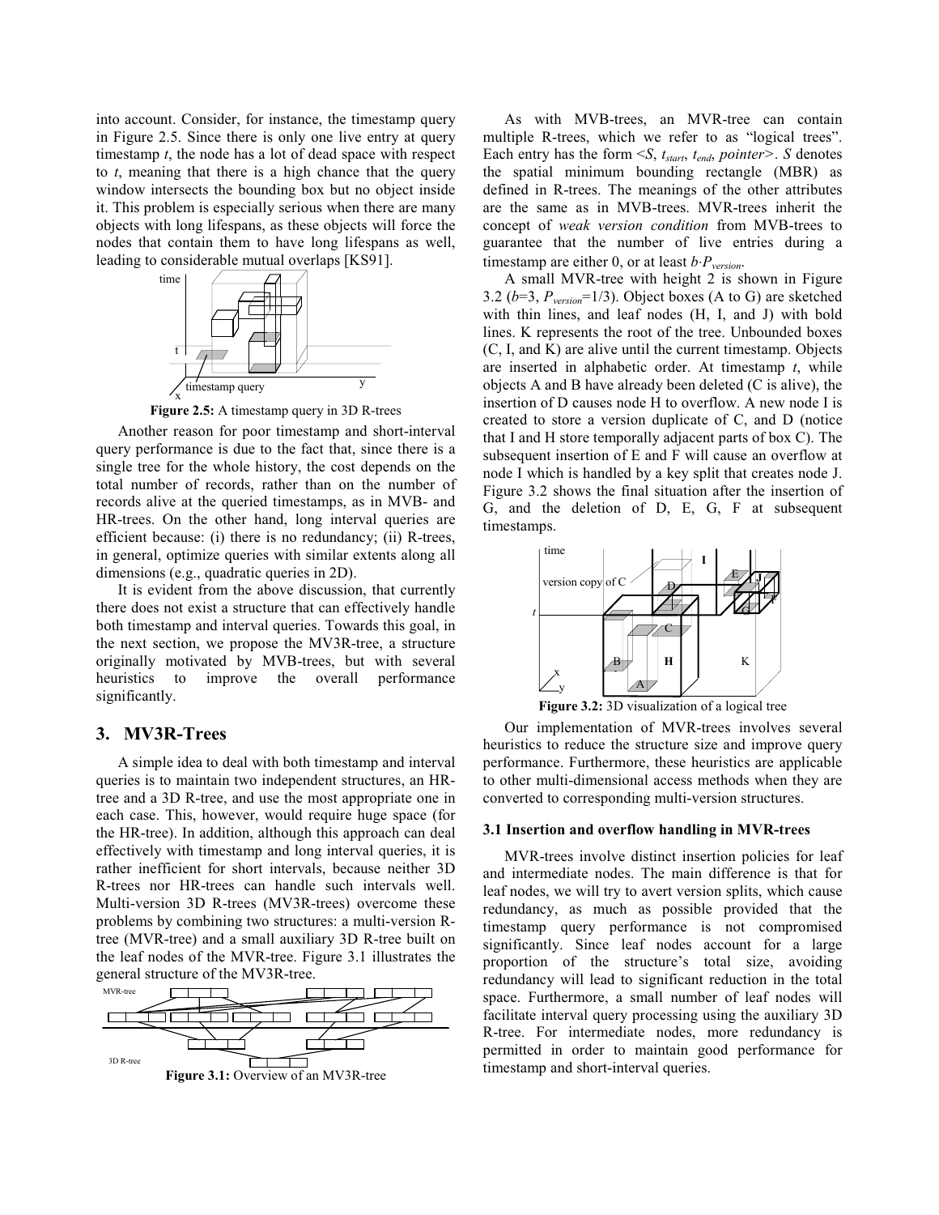into account. Consider, for instance, the timestamp query in Figure 2.5. Since there is only one live entry at query timestamp *t*, the node has a lot of dead space with respect to *t*, meaning that there is a high chance that the query window intersects the bounding box but no object inside it. This problem is especially serious when there are many objects with long lifespans, as these objects will force the nodes that contain them to have long lifespans as well, leading to considerable mutual overlaps [KS91].

**Figure 2.5:** A timestamp query in 3D R-trees

Another reason for poor timestamp and short-interval query performance is due to the fact that, since there is a single tree for the whole history, the cost depends on the total number of records, rather than on the number of records alive at the queried timestamps, as in MVB- and HR-trees. On the other hand, long interval queries are efficient because: (i) there is no redundancy; (ii) R-trees, in general, optimize queries with similar extents along all dimensions (e.g., quadratic queries in 2D).

It is evident from the above discussion, that currently there does not exist a structure that can effectively handle both timestamp and interval queries. Towards this goal, in the next section, we propose the MV3R-tree, a structure originally motivated by MVB-trees, but with several heuristics to improve the overall performance significantly.

## 3. MV3R-Trees

A simple idea to deal with both timestamp and interval queries is to maintain two independent structures, an HR-tree and a 3D R-tree, and use the most appropriate one in each case. This, however, would require huge space (for the HR-tree). In addition, although this approach can deal effectively with timestamp and long interval queries, it is rather inefficient for short intervals, because neither 3D R-trees nor HR-trees can handle such intervals well. Multi-version 3D R-trees (MV3R-trees) overcome these problems by combining two structures: a multi-version R-tree (MVR-tree) and a small auxiliary 3D R-tree built on the leaf nodes of the MVR-tree. Figure 3.1 illustrates the general structure of the MV3R-tree.

**Figure 3.1:** Overview of an MV3R-tree

As with MVB-trees, an MVR-tree can contain multiple R-trees, which we refer to as "logical trees". Each entry has the form $<S, t_{start}, t_{end}, pointer>$. *S* denotes the spatial minimum bounding rectangle (MBR) as defined in R-trees. The meanings of the other attributes are the same as in MVB-trees. MVR-trees inherit the concept of *weak version condition* from MVB-trees to guarantee that the number of live entries during a timestamp are either 0, or at least $b{\cdot}P_{version}$.

A small MVR-tree with height 2 is shown in Figure 3.2 ($b$=3, $P_{version}$=1/3). Object boxes (A to G) are sketched with thin lines, and leaf nodes (H, I, and J) with bold lines. K represents the root of the tree. Unbounded boxes (C, I, and K) are alive until the current timestamp. Objects are inserted in alphabetic order. At timestamp *t*, while objects A and B have already been deleted (C is alive), the insertion of D causes node H to overflow. A new node I is created to store a version duplicate of C, and D (notice that I and H store temporally adjacent parts of box C). The subsequent insertion of E and F will cause an overflow at node I which is handled by a key split that creates node J. Figure 3.2 shows the final situation after the insertion of G, and the deletion of D, E, G, F at subsequent timestamps.

**Figure 3.2:** 3D visualization of a logical tree

Our implementation of MVR-trees involves several heuristics to reduce the structure size and improve query performance. Furthermore, these heuristics are applicable to other multi-dimensional access methods when they are converted to corresponding multi-version structures.

### 3.1 Insertion and overflow handling in MVR-trees

MVR-trees involve distinct insertion policies for leaf and intermediate nodes. The main difference is that for leaf nodes, we will try to avert version splits, which cause redundancy, as much as possible provided that the timestamp query performance is not compromised significantly. Since leaf nodes account for a large proportion of the structure's total size, avoiding redundancy will lead to significant reduction in the total space. Furthermore, a small number of leaf nodes will facilitate interval query processing using the auxiliary 3D R-tree. For intermediate nodes, more redundancy is permitted in order to maintain good performance for timestamp and short-interval queries.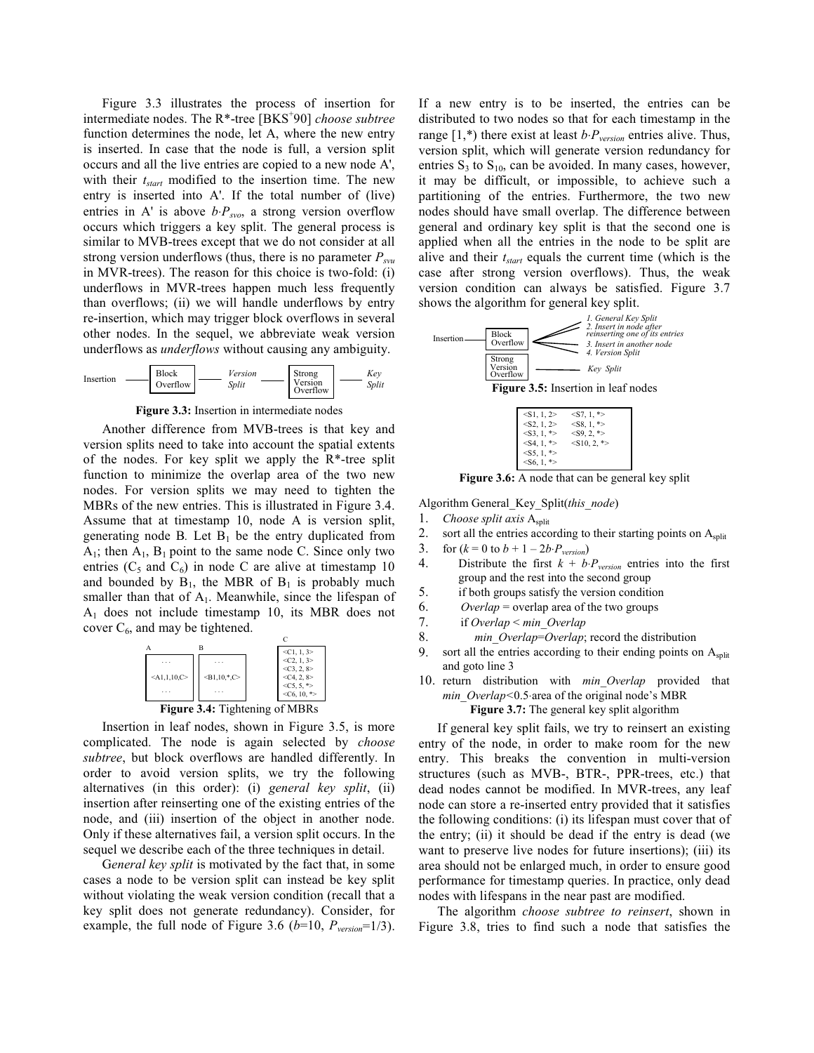Figure 3.3 illustrates the process of insertion for intermediate nodes. The R*-tree [BKS[+]90] *choose subtree* function determines the node, let A, where the new entry is inserted. In case that the node is full, a version split occurs and all the live entries are copied to a new node A', with their $t_{start}$ modified to the insertion time. The new entry is inserted into A'. If the total number of (live) entries in A' is above $b \cdot P_{svo}$, a strong version overflow occurs which triggers a key split. The general process is similar to MVB-trees except that we do not consider at all strong version underflows (thus, there is no parameter $P_{svu}$ in MVR-trees). The reason for this choice is two-fold: (i) underflows in MVR-trees happen much less frequently than overflows; (ii) we will handle underflows by entry re-insertion, which may trigger block overflows in several other nodes. In the sequel, we abbreviate weak version underflows as *underflows* without causing any ambiguity.

Insertion — Block Overflow — *Version Split* — Strong Version Overflow — *Key Split*

**Figure 3.3:** Insertion in intermediate nodes

Another difference from MVB-trees is that key and version splits need to take into account the spatial extents of the nodes. For key split we apply the R*-tree split function to minimize the overlap area of the two new nodes. For version splits we may need to tighten the MBRs of the new entries. This is illustrated in Figure 3.4. Assume that at timestamp 10, node A is version split, generating node B. Let $B_1$ be the entry duplicated from $A_1$; then $A_1$, $B_1$ point to the same node C. Since only two entries ($C_5$ and $C_6$) in node C are alive at timestamp 10 and bounded by $B_1$, the MBR of $B_1$ is probably much smaller than that of $A_1$. Meanwhile, since the lifespan of $A_1$ does not include timestamp 10, its MBR does not cover $C_6$, and may be tightened.

| A | B | C |
|---|---|---|
| ... | ... | <C1, 1, 3> |
| <A1,1,10,C> | <B1,10,*,C> | <C2, 1, 3> |
| ... | ... | <C3, 2, 8> |
| | | <C4, 2, 8> |
| | | <C5, 5, *> |
| | | <C6, 10, *> |

**Figure 3.4:** Tightening of MBRs

Insertion in leaf nodes, shown in Figure 3.5, is more complicated. The node is again selected by *choose subtree*, but block overflows are handled differently. In order to avoid version splits, we try the following alternatives (in this order): (i) *general key split*, (ii) insertion after reinserting one of the existing entries of the node, and (iii) insertion of the object in another node. Only if these alternatives fail, a version split occurs. In the sequel we describe each of the three techniques in detail.

G*eneral key split* is motivated by the fact that, in some cases a node to be version split can instead be key split without violating the weak version condition (recall that a key split does not generate redundancy). Consider, for example, the full node of Figure 3.6 ($b$=10, $P_{version}$=1/3). If a new entry is to be inserted, the entries can be distributed to two nodes so that for each timestamp in the range [1,*) there exist at least $b \cdot P_{version}$ entries alive. Thus, version split, which will generate version redundancy for entries $S_3$ to $S_{10}$, can be avoided. In many cases, however, it may be difficult, or impossible, to achieve such a partitioning of the entries. Furthermore, the two new nodes should have small overlap. The difference between general and ordinary key split is that the second one is applied when all the entries in the node to be split are alive and their $t_{start}$ equals the current time (which is the case after strong version overflows). Thus, the weak version condition can always be satisfied. Figure 3.7 shows the algorithm for general key split.

Insertion — Block Overflow — *1. General Key Split* / *2. Insert in node after reinserting one of its entries* / *3. Insert in another node* / *4. Version Split*

Strong Version Overflow — *Key Split*

**Figure 3.5:** Insertion in leaf nodes

| | |
|---|---|
| <S1, 1, 2> | <S7, 1, *> |
| <S2, 1, 2> | <S8, 1, *> |
| <S3, 1, *> | <S9, 2, *> |
| <S4, 1, *> | <S10, 2, *> |
| <S5, 1, *> | |
| <S6, 1, *> | |

**Figure 3.6:** A node that can be general key split

Algorithm General_Key_Split(*this_node*)

1. *Choose split axis* $A_{split}$
2. sort all the entries according to their starting points on $A_{split}$
3. for ($k = 0$ to $b + 1 - 2b \cdot P_{version}$)
4. Distribute the first $k + b \cdot P_{version}$ entries into the first group and the rest into the second group
5. if both groups satisfy the version condition
6. *Overlap* = overlap area of the two groups
7. if *Overlap* < *min_Overlap*
8. *min_Overlap*=*Overlap*; record the distribution
9. sort all the entries according to their ending points on $A_{split}$ and goto line 3
10. return distribution with *min_Overlap* provided that *min_Overlap*<0.5·area of the original node's MBR

**Figure 3.7:** The general key split algorithm

If general key split fails, we try to reinsert an existing entry of the node, in order to make room for the new entry. This breaks the convention in multi-version structures (such as MVB-, BTR-, PPR-trees, etc.) that dead nodes cannot be modified. In MVR-trees, any leaf node can store a re-inserted entry provided that it satisfies the following conditions: (i) its lifespan must cover that of the entry; (ii) it should be dead if the entry is dead (we want to preserve live nodes for future insertions); (iii) its area should not be enlarged much, in order to ensure good performance for timestamp queries. In practice, only dead nodes with lifespans in the near past are modified.

The algorithm *choose subtree to reinsert*, shown in Figure 3.8, tries to find such a node that satisfies the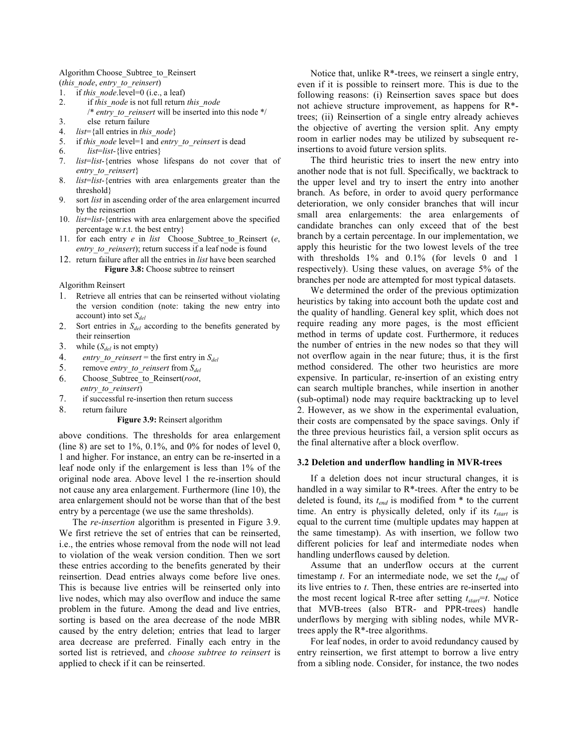Algorithm Choose_Subtree_to_Reinsert
(*this_node*, *entry_to_reinsert*)

```
1.  if this_node.level=0 (i.e., a leaf)
2.      if this_node is not full return this_node
        /* entry_to_reinsert will be inserted into this node */
3.      else return failure
4.  list={all entries in this_node}
5.  if this_node level=1 and entry_to_reinsert is dead
6.      list=list-{live entries}
7.  list=list-{entries whose lifespans do not cover that of
    entry_to_reinsert}
8.  list=list-{entries with area enlargements greater than the
    threshold}
9.  sort list in ascending order of the area enlargement incurred
    by the reinsertion
10. list=list-{entries with area enlargement above the specified
    percentage w.r.t. the best entry}
11. for each entry e in list  Choose_Subtree_to_Reinsert (e,
    entry_to_reinsert); return success if a leaf node is found
12. return failure after all the entries in list have been searched
```

**Figure 3.8:** Choose subtree to reinsert

Algorithm Reinsert

```
1. Retrieve all entries that can be reinserted without violating
   the version condition (note: taking the new entry into
   account) into set S_del
2. Sort entries in S_del according to the benefits generated by
   their reinsertion
3. while (S_del is not empty)
4.     entry_to_reinsert = the first entry in S_del
5.     remove entry_to_reinsert from S_del
6.     Choose_Subtree_to_Reinsert(root,
       entry_to_reinsert)
7.     if successful re-insertion then return success
8.     return failure
```

**Figure 3.9:** Reinsert algorithm

above conditions. The thresholds for area enlargement (line 8) are set to 1%, 0.1%, and 0% for nodes of level 0, 1 and higher. For instance, an entry can be re-inserted in a leaf node only if the enlargement is less than 1% of the original node area. Above level 1 the re-insertion should not cause any area enlargement. Furthermore (line 10), the area enlargement should not be worse than that of the best entry by a percentage (we use the same thresholds).

The *re-insertion* algorithm is presented in Figure 3.9. We first retrieve the set of entries that can be reinserted, i.e., the entries whose removal from the node will not lead to violation of the weak version condition. Then we sort these entries according to the benefits generated by their reinsertion. Dead entries always come before live ones. This is because live entries will be reinserted only into live nodes, which may also overflow and induce the same problem in the future. Among the dead and live entries, sorting is based on the area decrease of the node MBR caused by the entry deletion; entries that lead to larger area decrease are preferred. Finally each entry in the sorted list is retrieved, and *choose subtree to reinsert* is applied to check if it can be reinserted.

Notice that, unlike R*-trees, we reinsert a single entry, even if it is possible to reinsert more. This is due to the following reasons: (i) Reinsertion saves space but does not achieve structure improvement, as happens for R*-trees; (ii) Reinsertion of a single entry already achieves the objective of averting the version split. Any empty room in earlier nodes may be utilized by subsequent re-insertions to avoid future version splits.

The third heuristic tries to insert the new entry into another node that is not full. Specifically, we backtrack to the upper level and try to insert the entry into another branch. As before, in order to avoid query performance deterioration, we only consider branches that will incur small area enlargements: the area enlargements of candidate branches can only exceed that of the best branch by a certain percentage. In our implementation, we apply this heuristic for the two lowest levels of the tree with thresholds 1% and 0.1% (for levels 0 and 1 respectively). Using these values, on average 5% of the branches per node are attempted for most typical datasets.

We determined the order of the previous optimization heuristics by taking into account both the update cost and the quality of handling. General key split, which does not require reading any more pages, is the most efficient method in terms of update cost. Furthermore, it reduces the number of entries in the new nodes so that they will not overflow again in the near future; thus, it is the first method considered. The other two heuristics are more expensive. In particular, re-insertion of an existing entry can search multiple branches, while insertion in another (sub-optimal) node may require backtracking up to level 2. However, as we show in the experimental evaluation, their costs are compensated by the space savings. Only if the three previous heuristics fail, a version split occurs as the final alternative after a block overflow.

### 3.2 Deletion and underflow handling in MVR-trees

If a deletion does not incur structural changes, it is handled in a way similar to R*-trees. After the entry to be deleted is found, its $t_{end}$ is modified from * to the current time. An entry is physically deleted, only if its $t_{start}$ is equal to the current time (multiple updates may happen at the same timestamp). As with insertion, we follow two different policies for leaf and intermediate nodes when handling underflows caused by deletion.

Assume that an underflow occurs at the current timestamp $t$. For an intermediate node, we set the $t_{end}$ of its live entries to $t$. Then, these entries are re-inserted into the most recent logical R-tree after setting $t_{start}$=$t$. Notice that MVB-trees (also BTR- and PPR-trees) handle underflows by merging with sibling nodes, while MVR-trees apply the R*-tree algorithms.

For leaf nodes, in order to avoid redundancy caused by entry reinsertion, we first attempt to borrow a live entry from a sibling node. Consider, for instance, the two nodes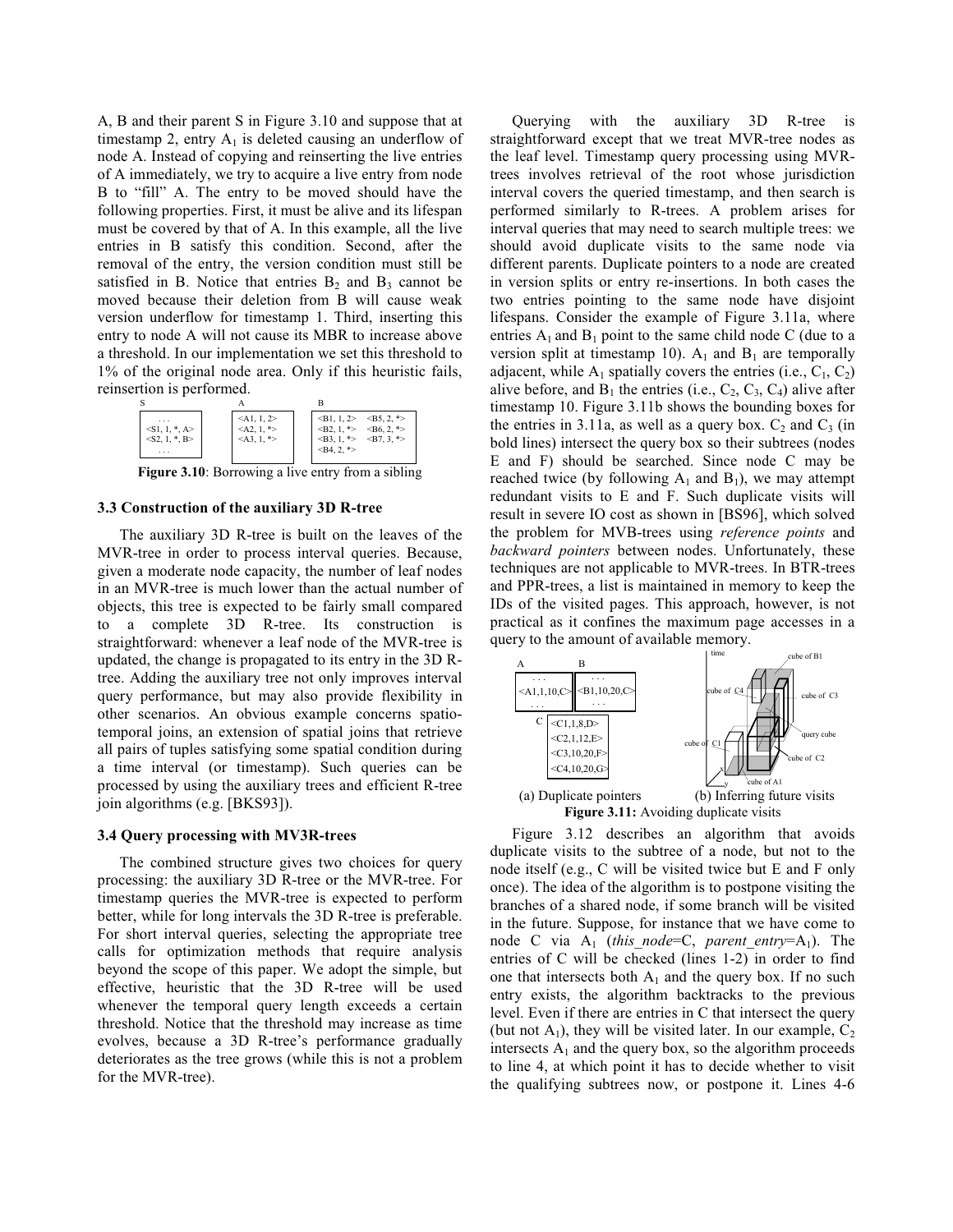A, B and their parent S in Figure 3.10 and suppose that at timestamp 2, entry $A_1$ is deleted causing an underflow of node A. Instead of copying and reinserting the live entries of A immediately, we try to acquire a live entry from node B to "fill" A. The entry to be moved should have the following properties. First, it must be alive and its lifespan must be covered by that of A. In this example, all the live entries in B satisfy this condition. Second, after the removal of the entry, the version condition must still be satisfied in B. Notice that entries $B_2$ and $B_3$ cannot be moved because their deletion from B will cause weak version underflow for timestamp 1. Third, inserting this entry to node A will not cause its MBR to increase above a threshold. In our implementation we set this threshold to 1% of the original node area. Only if this heuristic fails, reinsertion is performed.

| S | A | B | |
|---|---|---|---|
| . . . | <A1, 1, 2> | <B1, 1, 2> | <B5, 2, *> |
| <S1, 1, *, A> | <A2, 1, *> | <B2, 1, *> | <B6, 2, *> |
| <S2, 1, *, B> | <A3, 1, *> | <B3, 1, *> | <B7, 3, *> |
| . . . | | <B4, 2, *> | |

**Figure 3.10**: Borrowing a live entry from a sibling

### 3.3 Construction of the auxiliary 3D R-tree

The auxiliary 3D R-tree is built on the leaves of the MVR-tree in order to process interval queries. Because, given a moderate node capacity, the number of leaf nodes in an MVR-tree is much lower than the actual number of objects, this tree is expected to be fairly small compared to a complete 3D R-tree. Its construction is straightforward: whenever a leaf node of the MVR-tree is updated, the change is propagated to its entry in the 3D R-tree. Adding the auxiliary tree not only improves interval query performance, but may also provide flexibility in other scenarios. An obvious example concerns spatio-temporal joins, an extension of spatial joins that retrieve all pairs of tuples satisfying some spatial condition during a time interval (or timestamp). Such queries can be processed by using the auxiliary trees and efficient R-tree join algorithms (e.g. [BKS93]).

### 3.4 Query processing with MV3R-trees

The combined structure gives two choices for query processing: the auxiliary 3D R-tree or the MVR-tree. For timestamp queries the MVR-tree is expected to perform better, while for long intervals the 3D R-tree is preferable. For short interval queries, selecting the appropriate tree calls for optimization methods that require analysis beyond the scope of this paper. We adopt the simple, but effective, heuristic that the 3D R-tree will be used whenever the temporal query length exceeds a certain threshold. Notice that the threshold may increase as time evolves, because a 3D R-tree's performance gradually deteriorates as the tree grows (while this is not a problem for the MVR-tree).

Querying with the auxiliary 3D R-tree is straightforward except that we treat MVR-tree nodes as the leaf level. Timestamp query processing using MVR-trees involves retrieval of the root whose jurisdiction interval covers the queried timestamp, and then search is performed similarly to R-trees. A problem arises for interval queries that may need to search multiple trees: we should avoid duplicate visits to the same node via different parents. Duplicate pointers to a node are created in version splits or entry re-insertions. In both cases the two entries pointing to the same node have disjoint lifespans. Consider the example of Figure 3.11a, where entries $A_1$ and $B_1$ point to the same child node C (due to a version split at timestamp 10). $A_1$ and $B_1$ are temporally adjacent, while $A_1$ spatially covers the entries (i.e., $C_1$, $C_2$) alive before, and $B_1$ the entries (i.e., $C_2$, $C_3$, $C_4$) alive after timestamp 10. Figure 3.11b shows the bounding boxes for the entries in 3.11a, as well as a query box. $C_2$ and $C_3$ (in bold lines) intersect the query box so their subtrees (nodes E and F) should be searched. Since node C may be reached twice (by following $A_1$ and $B_1$), we may attempt redundant visits to E and F. Such duplicate visits will result in severe IO cost as shown in [BS96], which solved the problem for MVB-trees using *reference points* and *backward pointers* between nodes. Unfortunately, these techniques are not applicable to MVR-trees. In BTR-trees and PPR-trees, a list is maintained in memory to keep the IDs of the visited pages. This approach, however, is not practical as it confines the maximum page accesses in a query to the amount of available memory.

| A | B |
|---|---|
| . . . | . . . |
| <A1,1,10,C> | <B1,10,20,C> |
| . . . | . . . |

| C |
|---|
| <C1,1,8,D> |
| <C2,1,12,E> |
| <C3,10,20,F> |
| <C4,10,20,G> |

(a) Duplicate pointers (b) Inferring future visits

**Figure 3.11:** Avoiding duplicate visits

Figure 3.12 describes an algorithm that avoids duplicate visits to the subtree of a node, but not to the node itself (e.g., C will be visited twice but E and F only once). The idea of the algorithm is to postpone visiting the branches of a shared node, if some branch will be visited in the future. Suppose, for instance that we have come to node C via $A_1$ (*this_node*=C, *parent_entry*=$A_1$). The entries of C will be checked (lines 1-2) in order to find one that intersects both $A_1$ and the query box. If no such entry exists, the algorithm backtracks to the previous level. Even if there are entries in C that intersect the query (but not $A_1$), they will be visited later. In our example, $C_2$ intersects $A_1$ and the query box, so the algorithm proceeds to line 4, at which point it has to decide whether to visit the qualifying subtrees now, or postpone it. Lines 4-6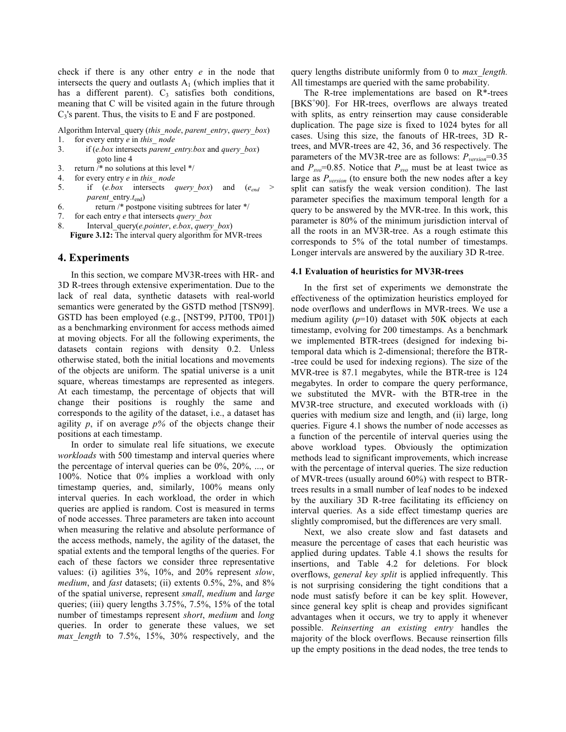check if there is any other entry *e* in the node that intersects the query and outlasts $A_1$ (which implies that it has a different parent). $C_3$ satisfies both conditions, meaning that C will be visited again in the future through $C_3$'s parent. Thus, the visits to E and F are postponed.

```
Algorithm Interval_query (this_node, parent_entry, query_box)
1.    for every entry e in this_ node
3.        if (e.box intersects parent_entry.box and query_box)
              goto line 4
3.    return /* no solutions at this level */
4.    for every entry e in this_ node
5.        if (e.box intersects query_box) and (e_end > parent_entry.t_end)
6.            return /* postpone visiting subtrees for later */
7.    for each entry e that intersects query_box
8.        Interval_query(e.pointer, e.box, query_box)
```

**Figure 3.12:** The interval query algorithm for MVR-trees

## 4. Experiments

In this section, we compare MV3R-trees with HR- and 3D R-trees through extensive experimentation. Due to the lack of real data, synthetic datasets with real-world semantics were generated by the GSTD method [TSN99]. GSTD has been employed (e.g., [NST99, PJT00, TP01]) as a benchmarking environment for access methods aimed at moving objects. For all the following experiments, the datasets contain regions with density 0.2. Unless otherwise stated, both the initial locations and movements of the objects are uniform. The spatial universe is a unit square, whereas timestamps are represented as integers. At each timestamp, the percentage of objects that will change their positions is roughly the same and corresponds to the agility of the dataset, i.e., a dataset has agility *p*, if on average *p%* of the objects change their positions at each timestamp.

In order to simulate real life situations, we execute *workloads* with 500 timestamp and interval queries where the percentage of interval queries can be 0%, 20%, ..., or 100%. Notice that 0% implies a workload with only timestamp queries, and, similarly, 100% means only interval queries. In each workload, the order in which queries are applied is random. Cost is measured in terms of node accesses. Three parameters are taken into account when measuring the relative and absolute performance of the access methods, namely, the agility of the dataset, the spatial extents and the temporal lengths of the queries. For each of these factors we consider three representative values: (i) agilities 3%, 10%, and 20% represent *slow*, *medium*, and *fast* datasets; (ii) extents 0.5%, 2%, and 8% of the spatial universe, represent *small*, *medium* and *large* queries; (iii) query lengths 3.75%, 7.5%, 15% of the total number of timestamps represent *short*, *medium* and *long* queries. In order to generate these values, we set *max_length* to 7.5%, 15%, 30% respectively, and the query lengths distribute uniformly from 0 to *max_length.* All timestamps are queried with the same probability.

The R-tree implementations are based on R\*-trees [BKS+90]. For HR-trees, overflows are always treated with splits, as entry reinsertion may cause considerable duplication. The page size is fixed to 1024 bytes for all cases. Using this size, the fanouts of HR-trees, 3D R-trees, and MVR-trees are 42, 36, and 36 respectively. The parameters of the MV3R-tree are as follows: $P_{version}$=0.35 and $P_{svo}$=0.85. Notice that $P_{svo}$ must be at least twice as large as $P_{version}$ (to ensure both the new nodes after a key split can satisfy the weak version condition). The last parameter specifies the maximum temporal length for a query to be answered by the MVR-tree. In this work, this parameter is 80% of the minimum jurisdiction interval of all the roots in an MV3R-tree. As a rough estimate this corresponds to 5% of the total number of timestamps. Longer intervals are answered by the auxiliary 3D R-tree.

### 4.1 Evaluation of heuristics for MV3R-trees

In the first set of experiments we demonstrate the effectiveness of the optimization heuristics employed for node overflows and underflows in MVR-trees. We use a medium agility (*p*=10) dataset with 50K objects at each timestamp, evolving for 200 timestamps. As a benchmark we implemented BTR-trees (designed for indexing bi-temporal data which is 2-dimensional; therefore the BTR--tree could be used for indexing regions). The size of the MVR-tree is 87.1 megabytes, while the BTR-tree is 124 megabytes. In order to compare the query performance, we substituted the MVR- with the BTR-tree in the MV3R-tree structure, and executed workloads with (i) queries with medium size and length, and (ii) large, long queries. Figure 4.1 shows the number of node accesses as a function of the percentile of interval queries using the above workload types. Obviously the optimization methods lead to significant improvements, which increase with the percentage of interval queries. The size reduction of MVR-trees (usually around 60%) with respect to BTR-trees results in a small number of leaf nodes to be indexed by the auxiliary 3D R-tree facilitating its efficiency on interval queries. As a side effect timestamp queries are slightly compromised, but the differences are very small.

Next, we also create slow and fast datasets and measure the percentage of cases that each heuristic was applied during updates. Table 4.1 shows the results for insertions, and Table 4.2 for deletions. For block overflows, *general key split* is applied infrequently. This is not surprising considering the tight conditions that a node must satisfy before it can be key split. However, since general key split is cheap and provides significant advantages when it occurs, we try to apply it whenever possible. *Reinserting an existing entry* handles the majority of the block overflows. Because reinsertion fills up the empty positions in the dead nodes, the tree tends to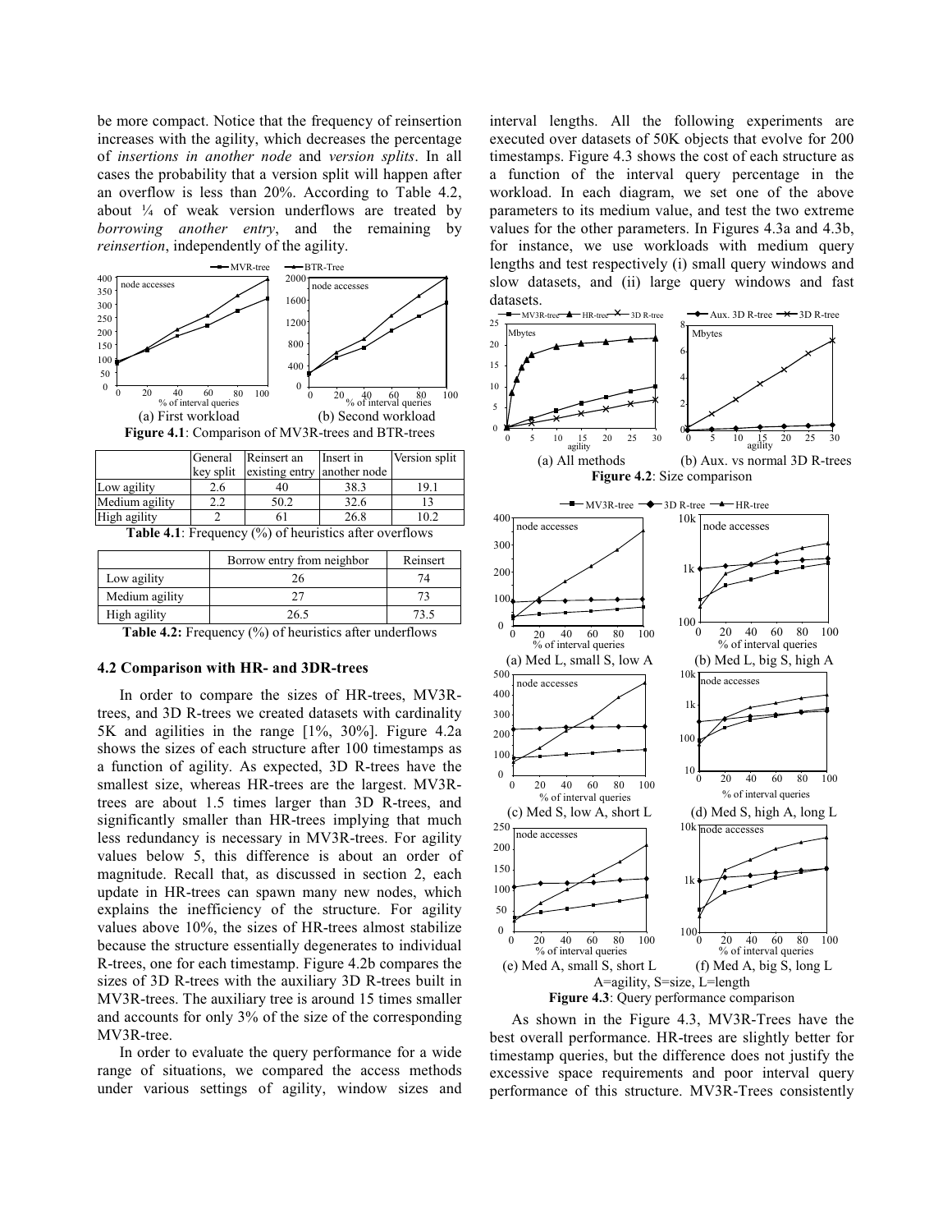be more compact. Notice that the frequency of reinsertion increases with the agility, which decreases the percentage of *insertions in another node* and *version splits*. In all cases the probability that a version split will happen after an overflow is less than 20%. According to Table 4.2, about ¼ of weak version underflows are treated by *borrowing another entry*, and the remaining by *reinsertion*, independently of the agility.

(a) First workload (b) Second workload

**Figure 4.1**: Comparison of MV3R-trees and BTR-trees

| | General key split | Reinsert an existing entry | Insert in another node | Version split |
|---|---|---|---|---|
| Low agility | 2.6 | 40 | 38.3 | 19.1 |
| Medium agility | 2.2 | 50.2 | 32.6 | 13 |
| High agility | 2 | 61 | 26.8 | 10.2 |

**Table 4.1**: Frequency (%) of heuristics after overflows

| | Borrow entry from neighbor | Reinsert |
|---|---|---|
| Low agility | 26 | 74 |
| Medium agility | 27 | 73 |
| High agility | 26.5 | 73.5 |

**Table 4.2:** Frequency (%) of heuristics after underflows

### 4.2 Comparison with HR- and 3DR-trees

In order to compare the sizes of HR-trees, MV3R-trees, and 3D R-trees we created datasets with cardinality 5K and agilities in the range [1%, 30%]. Figure 4.2a shows the sizes of each structure after 100 timestamps as a function of agility. As expected, 3D R-trees have the smallest size, whereas HR-trees are the largest. MV3R-trees are about 1.5 times larger than 3D R-trees, and significantly smaller than HR-trees implying that much less redundancy is necessary in MV3R-trees. For agility values below 5, this difference is about an order of magnitude. Recall that, as discussed in section 2, each update in HR-trees can spawn many new nodes, which explains the inefficiency of the structure. For agility values above 10%, the sizes of HR-trees almost stabilize because the structure essentially degenerates to individual R-trees, one for each timestamp. Figure 4.2b compares the sizes of 3D R-trees with the auxiliary 3D R-trees built in MV3R-trees. The auxiliary tree is around 15 times smaller and accounts for only 3% of the size of the corresponding MV3R-tree.

In order to evaluate the query performance for a wide range of situations, we compared the access methods under various settings of agility, window sizes and interval lengths. All the following experiments are executed over datasets of 50K objects that evolve for 200 timestamps. Figure 4.3 shows the cost of each structure as a function of the interval query percentage in the workload. In each diagram, we set one of the above parameters to its medium value, and test the two extreme values for the other parameters. In Figures 4.3a and 4.3b, for instance, we use workloads with medium query lengths and test respectively (i) small query windows and slow datasets, and (ii) large query windows and fast datasets.

(a) All methods (b) Aux. vs normal 3D R-trees

**Figure 4.2**: Size comparison

(a) Med L, small S, low A (b) Med L, big S, high A

(c) Med S, low A, short L (d) Med S, high A, long L

(e) Med A, small S, short L (f) Med A, big S, long L

A=agility, S=size, L=length

**Figure 4.3**: Query performance comparison

As shown in the Figure 4.3, MV3R-Trees have the best overall performance. HR-trees are slightly better for timestamp queries, but the difference does not justify the excessive space requirements and poor interval query performance of this structure. MV3R-Trees consistently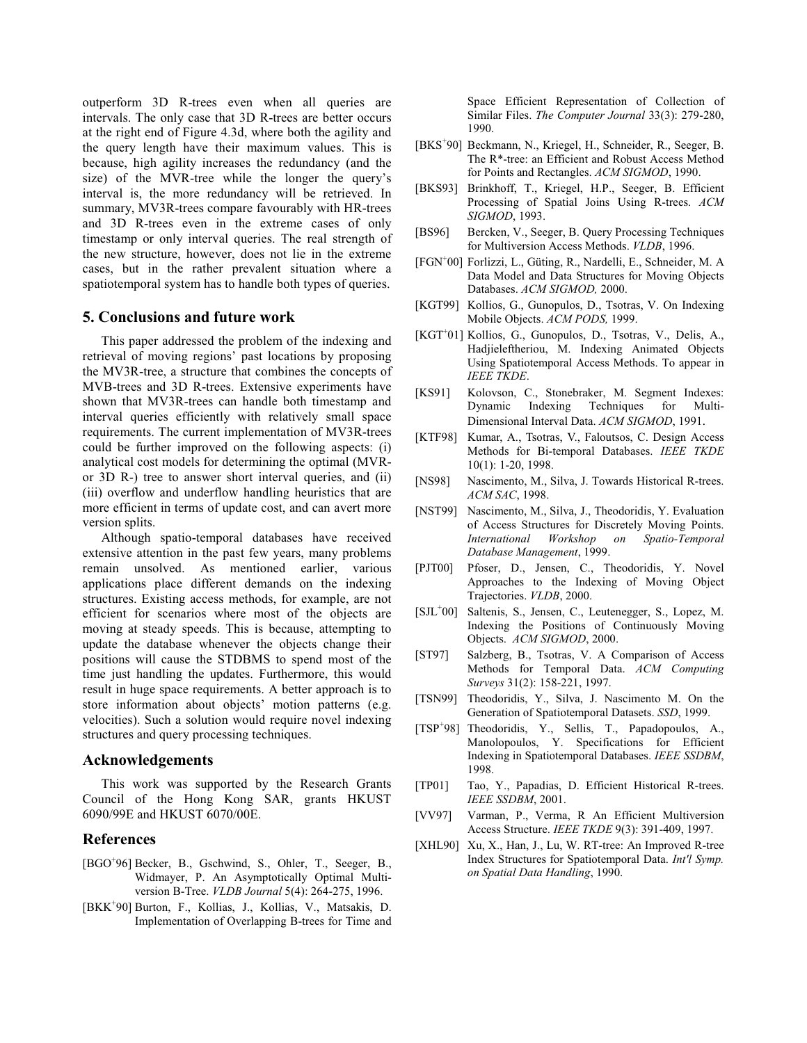outperform 3D R-trees even when all queries are intervals. The only case that 3D R-trees are better occurs at the right end of Figure 4.3d, where both the agility and the query length have their maximum values. This is because, high agility increases the redundancy (and the size) of the MVR-tree while the longer the query's interval is, the more redundancy will be retrieved. In summary, MV3R-trees compare favourably with HR-trees and 3D R-trees even in the extreme cases of only timestamp or only interval queries. The real strength of the new structure, however, does not lie in the extreme cases, but in the rather prevalent situation where a spatiotemporal system has to handle both types of queries.

## 5. Conclusions and future work

This paper addressed the problem of the indexing and retrieval of moving regions' past locations by proposing the MV3R-tree, a structure that combines the concepts of MVB-trees and 3D R-trees. Extensive experiments have shown that MV3R-trees can handle both timestamp and interval queries efficiently with relatively small space requirements. The current implementation of MV3R-trees could be further improved on the following aspects: (i) analytical cost models for determining the optimal (MVR- or 3D R-) tree to answer short interval queries, and (ii) (iii) overflow and underflow handling heuristics that are more efficient in terms of update cost, and can avert more version splits.

Although spatio-temporal databases have received extensive attention in the past few years, many problems remain unsolved. As mentioned earlier, various applications place different demands on the indexing structures. Existing access methods, for example, are not efficient for scenarios where most of the objects are moving at steady speeds. This is because, attempting to update the database whenever the objects change their positions will cause the STDBMS to spend most of the time just handling the updates. Furthermore, this would result in huge space requirements. A better approach is to store information about objects' motion patterns (e.g. velocities). Such a solution would require novel indexing structures and query processing techniques.

## Acknowledgements

This work was supported by the Research Grants Council of the Hong Kong SAR, grants HKUST 6090/99E and HKUST 6070/00E.

## References

[BGO+96] Becker, B., Gschwind, S., Ohler, T., Seeger, B., Widmayer, P. An Asymptotically Optimal Multiversion B-Tree. *VLDB Journal* 5(4): 264-275, 1996.

[BKK+90] Burton, F., Kollias, J., Kollias, V., Matsakis, D. Implementation of Overlapping B-trees for Time and Space Efficient Representation of Collection of Similar Files. *The Computer Journal* 33(3): 279-280, 1990.

[BKS+90] Beckmann, N., Kriegel, H., Schneider, R., Seeger, B. The R*-tree: an Efficient and Robust Access Method for Points and Rectangles. *ACM SIGMOD*, 1990.

[BKS93] Brinkhoff, T., Kriegel, H.P., Seeger, B. Efficient Processing of Spatial Joins Using R-trees. *ACM SIGMOD*, 1993.

[BS96] Bercken, V., Seeger, B. Query Processing Techniques for Multiversion Access Methods. *VLDB*, 1996.

[FGN+00] Forlizzi, L., Güting, R., Nardelli, E., Schneider, M. A Data Model and Data Structures for Moving Objects Databases. *ACM SIGMOD,* 2000.

[KGT99] Kollios, G., Gunopulos, D., Tsotras, V. On Indexing Mobile Objects. *ACM PODS,* 1999.

[KGT+01] Kollios, G., Gunopulos, D., Tsotras, V., Delis, A., Hadjieleftheriou, M. Indexing Animated Objects Using Spatiotemporal Access Methods. To appear in *IEEE TKDE*.

[KS91] Kolovson, C., Stonebraker, M. Segment Indexes: Dynamic Indexing Techniques for Multi-Dimensional Interval Data. *ACM SIGMOD*, 1991.

[KTF98] Kumar, A., Tsotras, V., Faloutsos, C. Design Access Methods for Bi-temporal Databases. *IEEE TKDE* 10(1): 1-20, 1998.

[NS98] Nascimento, M., Silva, J. Towards Historical R-trees. *ACM SAC*, 1998.

[NST99] Nascimento, M., Silva, J., Theodoridis, Y. Evaluation of Access Structures for Discretely Moving Points. *International Workshop on Spatio-Temporal Database Management*, 1999.

[PJT00] Pfoser, D., Jensen, C., Theodoridis, Y. Novel Approaches to the Indexing of Moving Object Trajectories. *VLDB*, 2000.

[SJL+00] Saltenis, S., Jensen, C., Leutenegger, S., Lopez, M. Indexing the Positions of Continuously Moving Objects. *ACM SIGMOD*, 2000.

[ST97] Salzberg, B., Tsotras, V. A Comparison of Access Methods for Temporal Data. *ACM Computing Surveys* 31(2): 158-221, 1997.

[TSN99] Theodoridis, Y., Silva, J. Nascimento M. On the Generation of Spatiotemporal Datasets. *SSD*, 1999.

[TSP+98] Theodoridis, Y., Sellis, T., Papadopoulos, A., Manolopoulos, Y. Specifications for Efficient Indexing in Spatiotemporal Databases. *IEEE SSDBM*, 1998.

[TP01] Tao, Y., Papadias, D. Efficient Historical R-trees. *IEEE SSDBM*, 2001.

[VV97] Varman, P., Verma, R An Efficient Multiversion Access Structure. *IEEE TKDE* 9(3): 391-409, 1997.

[XHL90] Xu, X., Han, J., Lu, W. RT-tree: An Improved R-tree Index Structures for Spatiotemporal Data. *Int'l Symp. on Spatial Data Handling*, 1990.